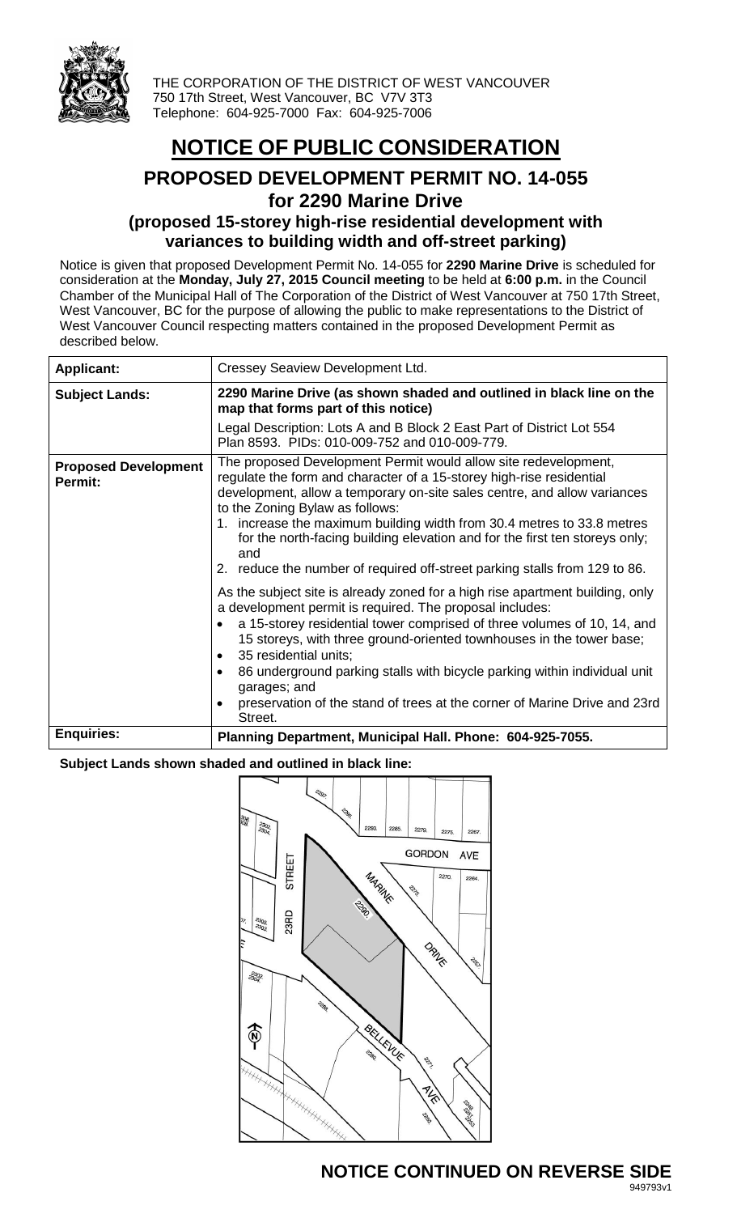THE CORPORATION OF THE DISTRICT OF WEST VANCOUVER
750 17th Street, West Vancouver, BC V7V 3T3
Telephone: 604-925-7000 Fax: 604-925-7006

# NOTICE OF PUBLIC CONSIDERATION

## PROPOSED DEVELOPMENT PERMIT NO. 14-055 for 2290 Marine Drive

### (proposed 15-storey high-rise residential development with variances to building width and off-street parking)

Notice is given that proposed Development Permit No. 14-055 for **2290 Marine Drive** is scheduled for consideration at the **Monday, July 27, 2015 Council meeting** to be held at **6:00 p.m.** in the Council Chamber of the Municipal Hall of The Corporation of the District of West Vancouver at 750 17th Street, West Vancouver, BC for the purpose of allowing the public to make representations to the District of West Vancouver Council respecting matters contained in the proposed Development Permit as described below.

| | |
|---|---|
| **Applicant:** | Cressey Seaview Development Ltd. |
| **Subject Lands:** | **2290 Marine Drive (as shown shaded and outlined in black line on the map that forms part of this notice)**<br><br>Legal Description: Lots A and B Block 2 East Part of District Lot 554 Plan 8593. PIDs: 010-009-752 and 010-009-779. |
| **Proposed Development Permit:** | The proposed Development Permit would allow site redevelopment, regulate the form and character of a 15-storey high-rise residential development, allow a temporary on-site sales centre, and allow variances to the Zoning Bylaw as follows:<br>1. increase the maximum building width from 30.4 metres to 33.8 metres for the north-facing building elevation and for the first ten storeys only; and<br>2. reduce the number of required off-street parking stalls from 129 to 86.<br><br>As the subject site is already zoned for a high rise apartment building, only a development permit is required. The proposal includes:<br>• a 15-storey residential tower comprised of three volumes of 10, 14, and 15 storeys, with three ground-oriented townhouses in the tower base;<br>• 35 residential units;<br>• 86 underground parking stalls with bicycle parking within individual unit garages; and<br>• preservation of the stand of trees at the corner of Marine Drive and 23rd Street. |
| **Enquiries:** | **Planning Department, Municipal Hall. Phone: 604-925-7055.** |

**Subject Lands shown shaded and outlined in black line:**

**NOTICE CONTINUED ON REVERSE SIDE**

949793v1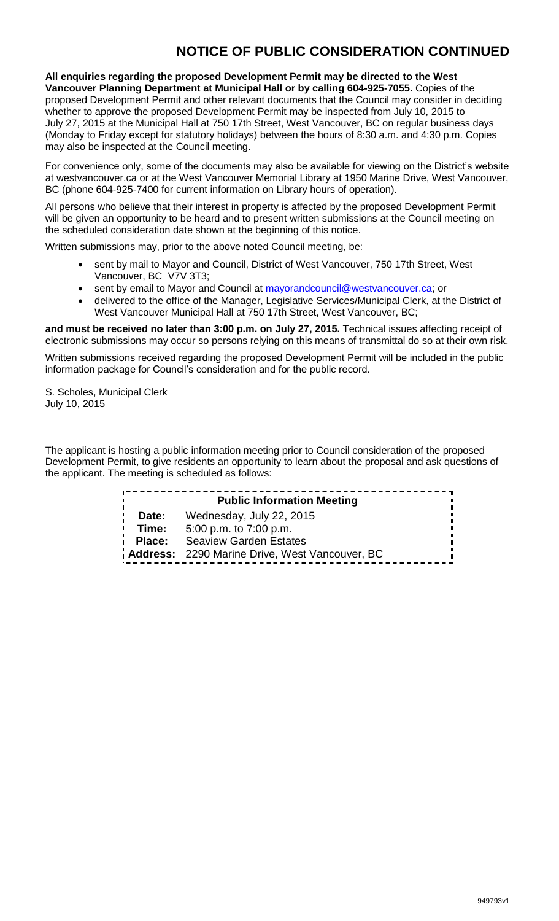# NOTICE OF PUBLIC CONSIDERATION CONTINUED

**All enquiries regarding the proposed Development Permit may be directed to the West Vancouver Planning Department at Municipal Hall or by calling 604-925-7055.** Copies of the proposed Development Permit and other relevant documents that the Council may consider in deciding whether to approve the proposed Development Permit may be inspected from July 10, 2015 to July 27, 2015 at the Municipal Hall at 750 17th Street, West Vancouver, BC on regular business days (Monday to Friday except for statutory holidays) between the hours of 8:30 a.m. and 4:30 p.m. Copies may also be inspected at the Council meeting.

For convenience only, some of the documents may also be available for viewing on the District's website at westvancouver.ca or at the West Vancouver Memorial Library at 1950 Marine Drive, West Vancouver, BC (phone 604-925-7400 for current information on Library hours of operation).

All persons who believe that their interest in property is affected by the proposed Development Permit will be given an opportunity to be heard and to present written submissions at the Council meeting on the scheduled consideration date shown at the beginning of this notice.

Written submissions may, prior to the above noted Council meeting, be:

- sent by mail to Mayor and Council, District of West Vancouver, 750 17th Street, West Vancouver, BC V7V 3T3;
- sent by email to Mayor and Council at mayorandcouncil@westvancouver.ca; or
- delivered to the office of the Manager, Legislative Services/Municipal Clerk, at the District of West Vancouver Municipal Hall at 750 17th Street, West Vancouver, BC;

**and must be received no later than 3:00 p.m. on July 27, 2015.** Technical issues affecting receipt of electronic submissions may occur so persons relying on this means of transmittal do so at their own risk.

Written submissions received regarding the proposed Development Permit will be included in the public information package for Council's consideration and for the public record.

S. Scholes, Municipal Clerk
July 10, 2015

The applicant is hosting a public information meeting prior to Council consideration of the proposed Development Permit, to give residents an opportunity to learn about the proposal and ask questions of the applicant. The meeting is scheduled as follows:

**Public Information Meeting**

| | |
|---|---|
| **Date:** | Wednesday, July 22, 2015 |
| **Time:** | 5:00 p.m. to 7:00 p.m. |
| **Place:** | Seaview Garden Estates |
| **Address:** | 2290 Marine Drive, West Vancouver, BC |

949793v1